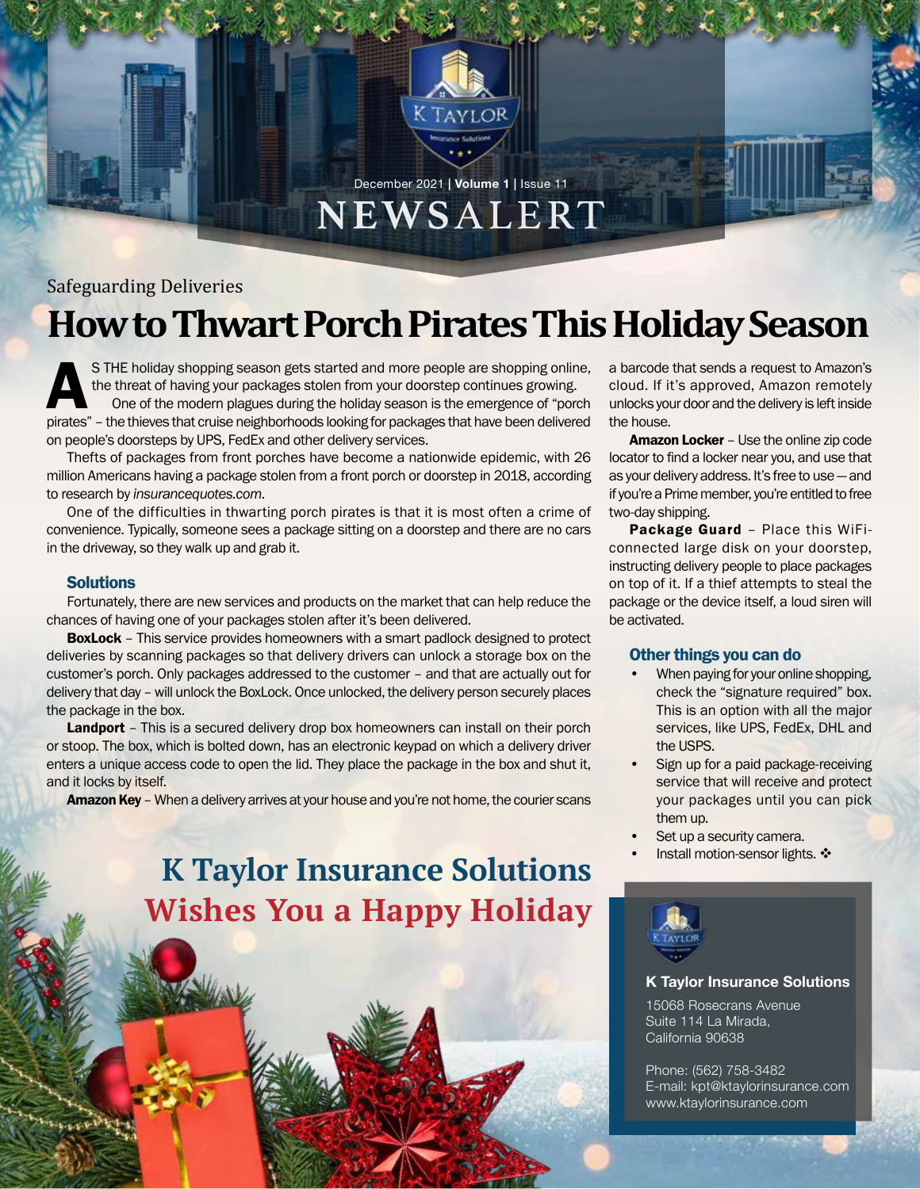December 2021 | **Volume 1** | Issue 11

# NEWSALERT

Safeguarding Deliveries

## How to Thwart Porch Pirates This Holiday Season

AS THE holiday shopping season gets started and more people are shopping online, the threat of having your packages stolen from your doorstep continues growing.

One of the modern plagues during the holiday season is the emergence of "porch pirates" – the thieves that cruise neighborhoods looking for packages that have been delivered on people's doorsteps by UPS, FedEx and other delivery services.

Thefts of packages from front porches have become a nationwide epidemic, with 26 million Americans having a package stolen from a front porch or doorstep in 2018, according to research by *insurancequotes.com*.

One of the difficulties in thwarting porch pirates is that it is most often a crime of convenience. Typically, someone sees a package sitting on a doorstep and there are no cars in the driveway, so they walk up and grab it.

### Solutions

Fortunately, there are new services and products on the market that can help reduce the chances of having one of your packages stolen after it's been delivered.

**BoxLock** – This service provides homeowners with a smart padlock designed to protect deliveries by scanning packages so that delivery drivers can unlock a storage box on the customer's porch. Only packages addressed to the customer – and that are actually out for delivery that day – will unlock the BoxLock. Once unlocked, the delivery person securely places the package in the box.

**Landport** – This is a secured delivery drop box homeowners can install on their porch or stoop. The box, which is bolted down, has an electronic keypad on which a delivery driver enters a unique access code to open the lid. They place the package in the box and shut it, and it locks by itself.

**Amazon Key** – When a delivery arrives at your house and you're not home, the courier scans a barcode that sends a request to Amazon's cloud. If it's approved, Amazon remotely unlocks your door and the delivery is left inside the house.

**Amazon Locker** – Use the online zip code locator to find a locker near you, and use that as your delivery address. It's free to use — and if you're a Prime member, you're entitled to free two-day shipping.

**Package Guard** – Place this WiFi-connected large disk on your doorstep, instructing delivery people to place packages on top of it. If a thief attempts to steal the package or the device itself, a loud siren will be activated.

### Other things you can do

- When paying for your online shopping, check the "signature required" box. This is an option with all the major services, like UPS, FedEx, DHL and the USPS.
- Sign up for a paid package-receiving service that will receive and protect your packages until you can pick them up.
- Set up a security camera.
- Install motion-sensor lights. ❖

## K Taylor Insurance Solutions Wishes You a Happy Holiday

**K Taylor Insurance Solutions**

15068 Rosecrans Avenue
Suite 114 La Mirada,
California 90638

Phone: (562) 758-3482
E-mail: kpt@ktaylorinsurance.com
www.ktaylorinsurance.com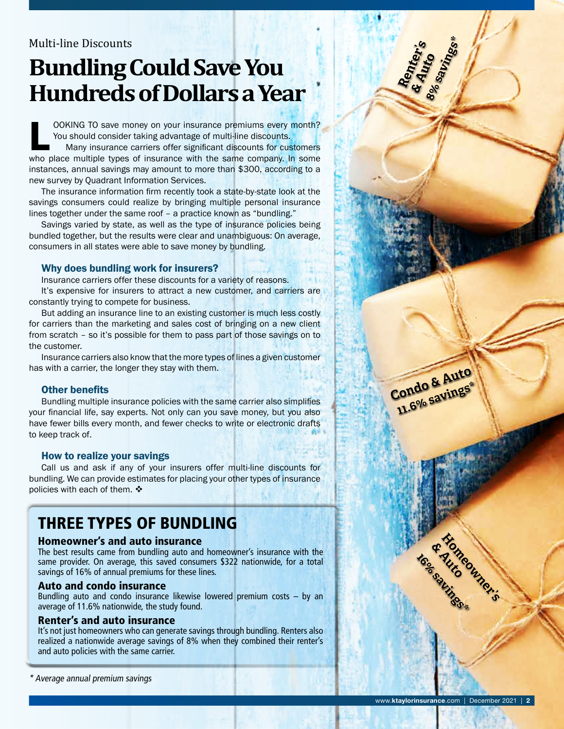Multi-line Discounts

# Bundling Could Save You Hundreds of Dollars a Year

LOOKING TO save money on your insurance premiums every month? You should consider taking advantage of multi-line discounts.

Many insurance carriers offer significant discounts for customers who place multiple types of insurance with the same company. In some instances, annual savings may amount to more than $300, according to a new survey by Quadrant Information Services.

The insurance information firm recently took a state-by-state look at the savings consumers could realize by bringing multiple personal insurance lines together under the same roof – a practice known as "bundling."

Savings varied by state, as well as the type of insurance policies being bundled together, but the results were clear and unambiguous: On average, consumers in all states were able to save money by bundling.

### Why does bundling work for insurers?

Insurance carriers offer these discounts for a variety of reasons.

It's expensive for insurers to attract a new customer, and carriers are constantly trying to compete for business.

But adding an insurance line to an existing customer is much less costly for carriers than the marketing and sales cost of bringing on a new client from scratch – so it's possible for them to pass part of those savings on to the customer.

Insurance carriers also know that the more types of lines a given customer has with a carrier, the longer they stay with them.

### Other benefits

Bundling multiple insurance policies with the same carrier also simplifies your financial life, say experts. Not only can you save money, but you also have fewer bills every month, and fewer checks to write or electronic drafts to keep track of.

### How to realize your savings

Call us and ask if any of your insurers offer multi-line discounts for bundling. We can provide estimates for placing your other types of insurance policies with each of them. ❖

## THREE TYPES OF BUNDLING

### Homeowner's and auto insurance

The best results came from bundling auto and homeowner's insurance with the same provider. On average, this saved consumers $322 nationwide, for a total savings of 16% of annual premiums for these lines.

### Auto and condo insurance

Bundling auto and condo insurance likewise lowered premium costs – by an average of 11.6% nationwide, the study found.

### Renter's and auto insurance

It's not just homeowners who can generate savings through bundling. Renters also realized a nationwide average savings of 8% when they combined their renter's and auto policies with the same carrier.

Renter's & Auto 8% savings*

Condo & Auto 11.6% savings*

Homeowner's & Auto 16% savings*

*\* Average annual premium savings*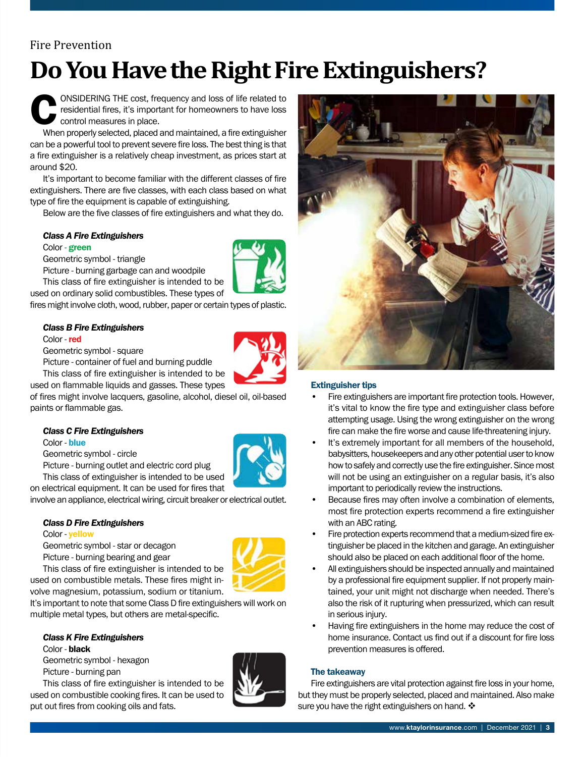Fire Prevention

# Do You Have the Right Fire Extinguishers?

CONSIDERING THE cost, frequency and loss of life related to residential fires, it's important for homeowners to have loss control measures in place.

When properly selected, placed and maintained, a fire extinguisher can be a powerful tool to prevent severe fire loss. The best thing is that a fire extinguisher is a relatively cheap investment, as prices start at around $20.

It's important to become familiar with the different classes of fire extinguishers. There are five classes, with each class based on what type of fire the equipment is capable of extinguishing.

Below are the five classes of fire extinguishers and what they do.

### *Class A Fire Extinguishers*

Color - **green**

Geometric symbol - triangle

Picture - burning garbage can and woodpile

This class of fire extinguisher is intended to be used on ordinary solid combustibles. These types of fires might involve cloth, wood, rubber, paper or certain types of plastic.

### *Class B Fire Extinguishers*

Color - **red**

Geometric symbol - square

Picture - container of fuel and burning puddle

This class of fire extinguisher is intended to be used on flammable liquids and gasses. These types of fires might involve lacquers, gasoline, alcohol, diesel oil, oil-based paints or flammable gas.

### *Class C Fire Extinguishers*

Color - **blue**

Geometric symbol - circle

Picture - burning outlet and electric cord plug

This class of extinguisher is intended to be used on electrical equipment. It can be used for fires that involve an appliance, electrical wiring, circuit breaker or electrical outlet.

### *Class D Fire Extinguishers*

Color - **yellow**

Geometric symbol - star or decagon

Picture - burning bearing and gear

This class of fire extinguisher is intended to be used on combustible metals. These fires might involve magnesium, potassium, sodium or titanium. It's important to note that some Class D fire extinguishers will work on multiple metal types, but others are metal-specific.

### *Class K Fire Extinguishers*

Color - **black**

Geometric symbol - hexagon

Picture - burning pan

This class of fire extinguisher is intended to be used on combustible cooking fires. It can be used to put out fires from cooking oils and fats.

### Extinguisher tips

- Fire extinguishers are important fire protection tools. However, it's vital to know the fire type and extinguisher class before attempting usage. Using the wrong extinguisher on the wrong fire can make the fire worse and cause life-threatening injury.
- It's extremely important for all members of the household, babysitters, housekeepers and any other potential user to know how to safely and correctly use the fire extinguisher. Since most will not be using an extinguisher on a regular basis, it's also important to periodically review the instructions.
- Because fires may often involve a combination of elements, most fire protection experts recommend a fire extinguisher with an ABC rating.
- Fire protection experts recommend that a medium-sized fire extinguisher be placed in the kitchen and garage. An extinguisher should also be placed on each additional floor of the home.
- All extinguishers should be inspected annually and maintained by a professional fire equipment supplier. If not properly maintained, your unit might not discharge when needed. There's also the risk of it rupturing when pressurized, which can result in serious injury.
- Having fire extinguishers in the home may reduce the cost of home insurance. Contact us find out if a discount for fire loss prevention measures is offered.

### The takeaway

Fire extinguishers are vital protection against fire loss in your home, but they must be properly selected, placed and maintained. Also make sure you have the right extinguishers on hand. ❖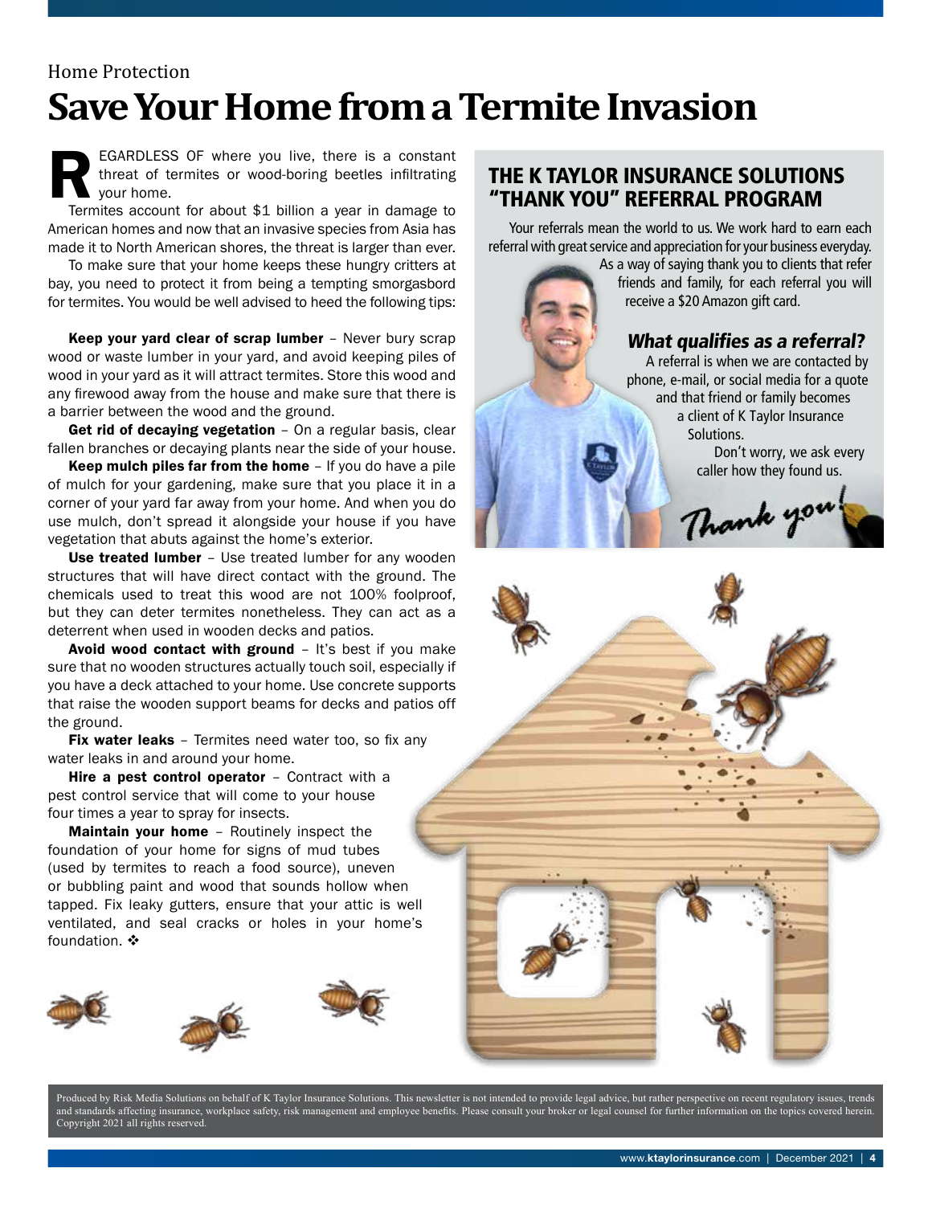Home Protection

# Save Your Home from a Termite Invasion

REGARDLESS OF where you live, there is a constant threat of termites or wood-boring beetles infiltrating your home.

Termites account for about $1 billion a year in damage to American homes and now that an invasive species from Asia has made it to North American shores, the threat is larger than ever.

To make sure that your home keeps these hungry critters at bay, you need to protect it from being a tempting smorgasbord for termites. You would be well advised to heed the following tips:

**Keep your yard clear of scrap lumber** – Never bury scrap wood or waste lumber in your yard, and avoid keeping piles of wood in your yard as it will attract termites. Store this wood and any firewood away from the house and make sure that there is a barrier between the wood and the ground.

**Get rid of decaying vegetation** – On a regular basis, clear fallen branches or decaying plants near the side of your house.

**Keep mulch piles far from the home** – If you do have a pile of mulch for your gardening, make sure that you place it in a corner of your yard far away from your home. And when you do use mulch, don't spread it alongside your house if you have vegetation that abuts against the home's exterior.

**Use treated lumber** – Use treated lumber for any wooden structures that will have direct contact with the ground. The chemicals used to treat this wood are not 100% foolproof, but they can deter termites nonetheless. They can act as a deterrent when used in wooden decks and patios.

**Avoid wood contact with ground** – It's best if you make sure that no wooden structures actually touch soil, especially if you have a deck attached to your home. Use concrete supports that raise the wooden support beams for decks and patios off the ground.

**Fix water leaks** – Termites need water too, so fix any water leaks in and around your home.

**Hire a pest control operator** – Contract with a pest control service that will come to your house four times a year to spray for insects.

**Maintain your home** – Routinely inspect the foundation of your home for signs of mud tubes (used by termites to reach a food source), uneven or bubbling paint and wood that sounds hollow when tapped. Fix leaky gutters, ensure that your attic is well ventilated, and seal cracks or holes in your home's foundation. ❖

## THE K TAYLOR INSURANCE SOLUTIONS "THANK YOU" REFERRAL PROGRAM

Your referrals mean the world to us. We work hard to earn each referral with great service and appreciation for your business everyday. As a way of saying thank you to clients that refer friends and family, for each referral you will receive a $20 Amazon gift card.

### *What qualifies as a referral?*

A referral is when we are contacted by phone, e-mail, or social media for a quote and that friend or family becomes a client of K Taylor Insurance Solutions.

Don't worry, we ask every caller how they found us.

*Thank you!*

Produced by Risk Media Solutions on behalf of K Taylor Insurance Solutions. This newsletter is not intended to provide legal advice, but rather perspective on recent regulatory issues, trends and standards affecting insurance, workplace safety, risk management and employee benefits. Please consult your broker or legal counsel for further information on the topics covered herein. Copyright 2021 all rights reserved.